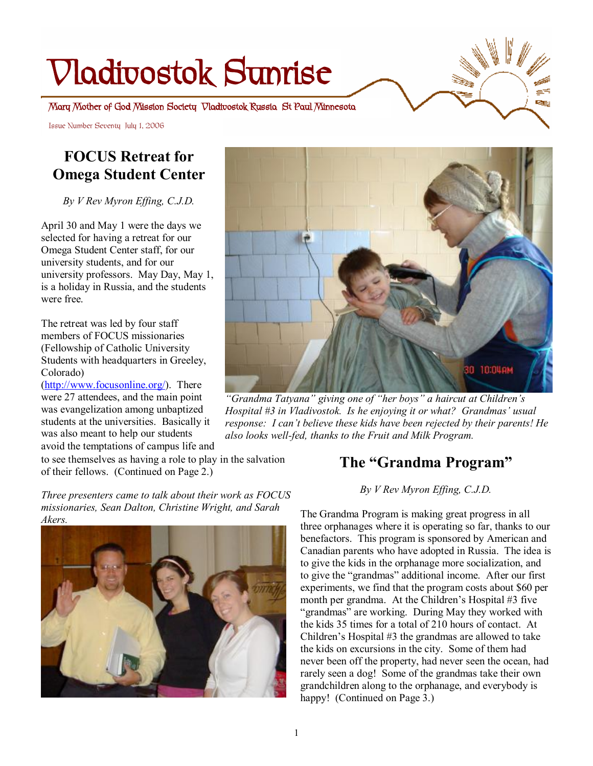# Vladivostok Sunrise

Mary Mother of God Mission Society Vladivostok Russia St Paul Minnesota

Issue Number Seventy July 1, 2006

## FOCUS Retreat for Omega Student Center

*By V Rev Myron Effing, C.J.D.*

April 30 and May 1 were the days we selected for having a retreat for our Omega Student Center staff, for our university students, and for our university professors. May Day, May 1, is a holiday in Russia, and the students were free.

The retreat was led by four staff members of FOCUS missionaries (Fellowship of Catholic University Students with headquarters in Greeley, Colorado) (http://www.focusonline.org/). There were 27 attendees, and the main point was evangelization among unbaptized students at the universities. Basically it was also meant to help our students avoid the temptations of campus life and to see themselves as having a role to play in the salvation of their fellows. (Continued on Page 2.)

*Three presenters came to talk about their work as FOCUS missionaries, Sean Dalton, Christine Wright, and Sarah Akers.*

*"Grandma Tatyana" giving one of "her boys" a haircut at Children's Hospital #3 in Vladivostok. Is he enjoying it or what? Grandmas' usual response: I can't believe these kids have been rejected by their parents! He also looks well-fed, thanks to the Fruit and Milk Program.*

## The "Grandma Program"

*By V Rev Myron Effing, C.J.D.*

The Grandma Program is making great progress in all three orphanages where it is operating so far, thanks to our benefactors. This program is sponsored by American and Canadian parents who have adopted in Russia. The idea is to give the kids in the orphanage more socialization, and to give the "grandmas" additional income. After our first experiments, we find that the program costs about $60 per month per grandma. At the Children's Hospital #3 five "grandmas" are working. During May they worked with the kids 35 times for a total of 210 hours of contact. At Children's Hospital #3 the grandmas are allowed to take the kids on excursions in the city. Some of them had never been off the property, had never seen the ocean, had rarely seen a dog! Some of the grandmas take their own grandchildren along to the orphanage, and everybody is happy! (Continued on Page 3.)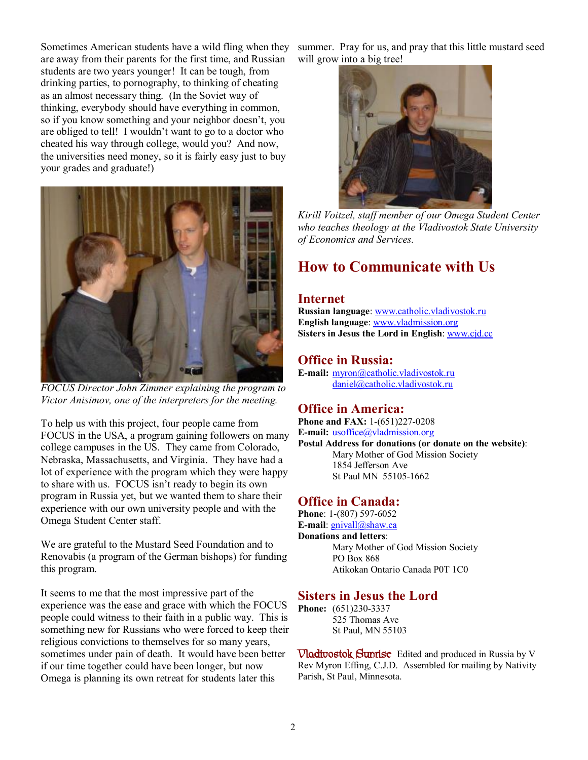Sometimes American students have a wild fling when they are away from their parents for the first time, and Russian students are two years younger! It can be tough, from drinking parties, to pornography, to thinking of cheating as an almost necessary thing. (In the Soviet way of thinking, everybody should have everything in common, so if you know something and your neighbor doesn't, you are obliged to tell! I wouldn't want to go to a doctor who cheated his way through college, would you? And now, the universities need money, so it is fairly easy just to buy your grades and graduate!)

*FOCUS Director John Zimmer explaining the program to Victor Anisimov, one of the interpreters for the meeting.*

To help us with this project, four people came from FOCUS in the USA, a program gaining followers on many college campuses in the US. They came from Colorado, Nebraska, Massachusetts, and Virginia. They have had a lot of experience with the program which they were happy to share with us. FOCUS isn't ready to begin its own program in Russia yet, but we wanted them to share their experience with our own university people and with the Omega Student Center staff.

We are grateful to the Mustard Seed Foundation and to Renovabis (a program of the German bishops) for funding this program.

It seems to me that the most impressive part of the experience was the ease and grace with which the FOCUS people could witness to their faith in a public way. This is something new for Russians who were forced to keep their religious convictions to themselves for so many years, sometimes under pain of death. It would have been better if our time together could have been longer, but now Omega is planning its own retreat for students later this summer. Pray for us, and pray that this little mustard seed will grow into a big tree!

*Kirill Voitzel, staff member of our Omega Student Center who teaches theology at the Vladivostok State University of Economics and Services.*

# How to Communicate with Us

## Internet

**Russian language**: www.catholic.vladivostok.ru
**English language**: www.vladmission.org
**Sisters in Jesus the Lord in English**: www.cjd.cc

## Office in Russia:

**E-mail:** myron@catholic.vladivostok.ru
daniel@catholic.vladivostok.ru

## Office in America:

**Phone and FAX:** 1-(651)227-0208
**E-mail:** usoffice@vladmission.org
**Postal Address for donations (or donate on the website)**:
Mary Mother of God Mission Society
1854 Jefferson Ave
St Paul MN 55105-1662

## Office in Canada:

**Phone**: 1-(807) 597-6052
**E-mail**: gnivall@shaw.ca
**Donations and letters**:
Mary Mother of God Mission Society
PO Box 868
Atikokan Ontario Canada P0T 1C0

## Sisters in Jesus the Lord

**Phone:** (651)230-3337
525 Thomas Ave
St Paul, MN 55103

**Vladivostok Sunrise** Edited and produced in Russia by V Rev Myron Effing, C.J.D. Assembled for mailing by Nativity Parish, St Paul, Minnesota.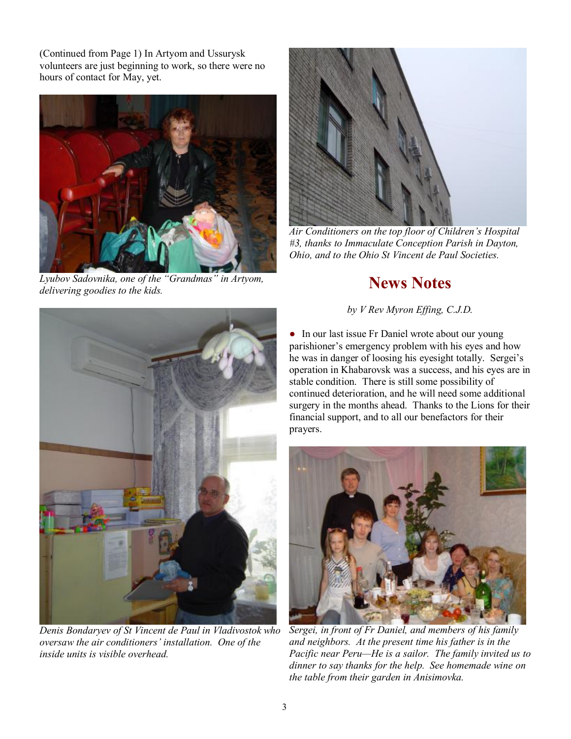(Continued from Page 1) In Artyom and Ussurysk volunteers are just beginning to work, so there were no hours of contact for May, yet.

*Lyubov Sadovnika, one of the "Grandmas" in Artyom, delivering goodies to the kids.*

*Denis Bondaryev of St Vincent de Paul in Vladivostok who oversaw the air conditioners' installation. One of the inside units is visible overhead.*

*Air Conditioners on the top floor of Children's Hospital #3, thanks to Immaculate Conception Parish in Dayton, Ohio, and to the Ohio St Vincent de Paul Societies.*

## News Notes

*by V Rev Myron Effing, C.J.D.*

- In our last issue Fr Daniel wrote about our young parishioner's emergency problem with his eyes and how he was in danger of loosing his eyesight totally. Sergei's operation in Khabarovsk was a success, and his eyes are in stable condition. There is still some possibility of continued deterioration, and he will need some additional surgery in the months ahead. Thanks to the Lions for their financial support, and to all our benefactors for their prayers.

*Sergei, in front of Fr Daniel, and members of his family and neighbors. At the present time his father is in the Pacific near Peru—He is a sailor. The family invited us to dinner to say thanks for the help. See homemade wine on the table from their garden in Anisimovka.*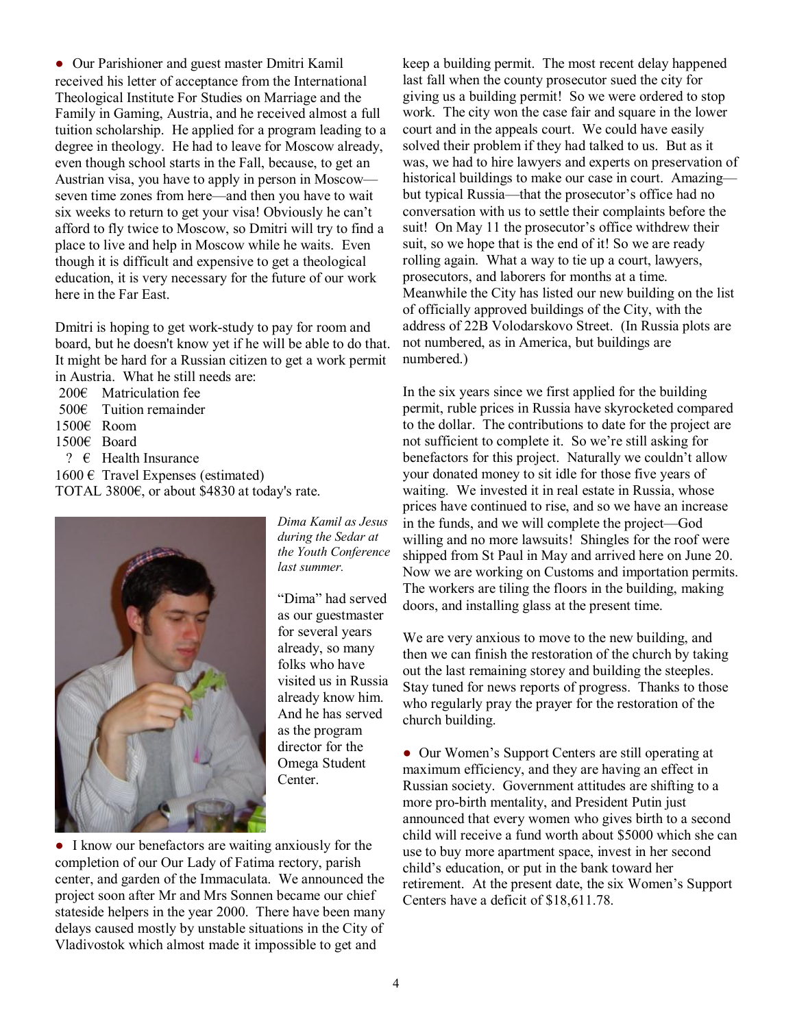● Our Parishioner and guest master Dmitri Kamil received his letter of acceptance from the International Theological Institute For Studies on Marriage and the Family in Gaming, Austria, and he received almost a full tuition scholarship. He applied for a program leading to a degree in theology. He had to leave for Moscow already, even though school starts in the Fall, because, to get an Austrian visa, you have to apply in person in Moscow—seven time zones from here—and then you have to wait six weeks to return to get your visa! Obviously he can't afford to fly twice to Moscow, so Dmitri will try to find a place to live and help in Moscow while he waits. Even though it is difficult and expensive to get a theological education, it is very necessary for the future of our work here in the Far East.

Dmitri is hoping to get work-study to pay for room and board, but he doesn't know yet if he will be able to do that. It might be hard for a Russian citizen to get a work permit in Austria. What he still needs are:

200€ Matriculation fee
500€ Tuition remainder
1500€ Room
1500€ Board
? € Health Insurance
1600 € Travel Expenses (estimated)
TOTAL 3800€, or about $4830 at today's rate.

*Dima Kamil as Jesus during the Sedar at the Youth Conference last summer.*

"Dima" had served as our guestmaster for several years already, so many folks who have visited us in Russia already know him. And he has served as the program director for the Omega Student Center.

● I know our benefactors are waiting anxiously for the completion of our Our Lady of Fatima rectory, parish center, and garden of the Immaculata. We announced the project soon after Mr and Mrs Sonnen became our chief stateside helpers in the year 2000. There have been many delays caused mostly by unstable situations in the City of Vladivostok which almost made it impossible to get and keep a building permit. The most recent delay happened last fall when the county prosecutor sued the city for giving us a building permit! So we were ordered to stop work. The city won the case fair and square in the lower court and in the appeals court. We could have easily solved their problem if they had talked to us. But as it was, we had to hire lawyers and experts on preservation of historical buildings to make our case in court. Amazing—but typical Russia—that the prosecutor's office had no conversation with us to settle their complaints before the suit! On May 11 the prosecutor's office withdrew their suit, so we hope that is the end of it! So we are ready rolling again. What a way to tie up a court, lawyers, prosecutors, and laborers for months at a time. Meanwhile the City has listed our new building on the list of officially approved buildings of the City, with the address of 22B Volodarskovo Street. (In Russia plots are not numbered, as in America, but buildings are numbered.)

In the six years since we first applied for the building permit, ruble prices in Russia have skyrocketed compared to the dollar. The contributions to date for the project are not sufficient to complete it. So we're still asking for benefactors for this project. Naturally we couldn't allow your donated money to sit idle for those five years of waiting. We invested it in real estate in Russia, whose prices have continued to rise, and so we have an increase in the funds, and we will complete the project—God willing and no more lawsuits! Shingles for the roof were shipped from St Paul in May and arrived here on June 20. Now we are working on Customs and importation permits. The workers are tiling the floors in the building, making doors, and installing glass at the present time.

We are very anxious to move to the new building, and then we can finish the restoration of the church by taking out the last remaining storey and building the steeples. Stay tuned for news reports of progress. Thanks to those who regularly pray the prayer for the restoration of the church building.

● Our Women's Support Centers are still operating at maximum efficiency, and they are having an effect in Russian society. Government attitudes are shifting to a more pro-birth mentality, and President Putin just announced that every women who gives birth to a second child will receive a fund worth about $5000 which she can use to buy more apartment space, invest in her second child's education, or put in the bank toward her retirement. At the present date, the six Women's Support Centers have a deficit of $18,611.78.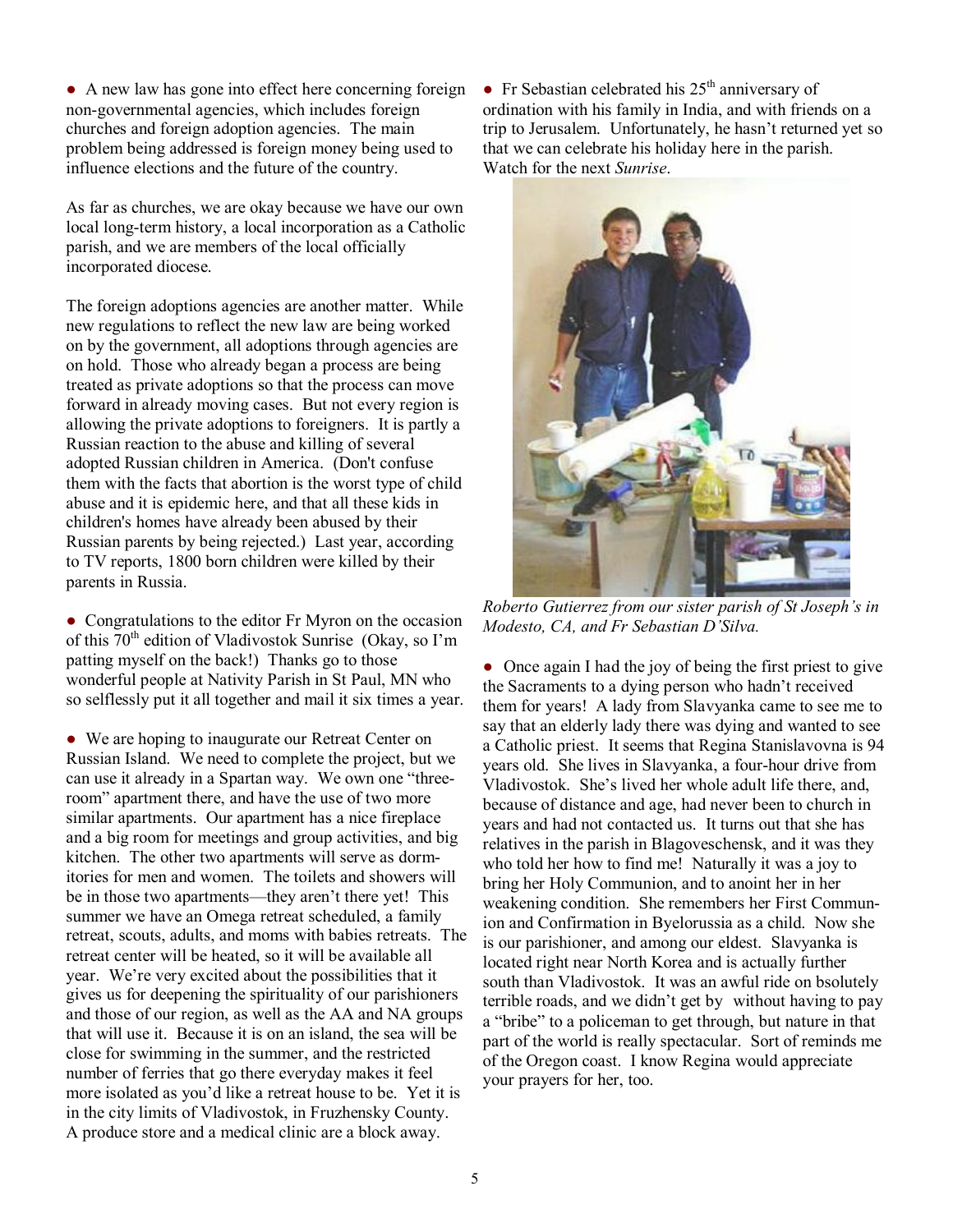● A new law has gone into effect here concerning foreign non-governmental agencies, which includes foreign churches and foreign adoption agencies. The main problem being addressed is foreign money being used to influence elections and the future of the country.

As far as churches, we are okay because we have our own local long-term history, a local incorporation as a Catholic parish, and we are members of the local officially incorporated diocese.

The foreign adoptions agencies are another matter. While new regulations to reflect the new law are being worked on by the government, all adoptions through agencies are on hold. Those who already began a process are being treated as private adoptions so that the process can move forward in already moving cases. But not every region is allowing the private adoptions to foreigners. It is partly a Russian reaction to the abuse and killing of several adopted Russian children in America. (Don't confuse them with the facts that abortion is the worst type of child abuse and it is epidemic here, and that all these kids in children's homes have already been abused by their Russian parents by being rejected.) Last year, according to TV reports, 1800 born children were killed by their parents in Russia.

● Congratulations to the editor Fr Myron on the occasion of this 70th edition of Vladivostok Sunrise (Okay, so I'm patting myself on the back!) Thanks go to those wonderful people at Nativity Parish in St Paul, MN who so selflessly put it all together and mail it six times a year.

● We are hoping to inaugurate our Retreat Center on Russian Island. We need to complete the project, but we can use it already in a Spartan way. We own one "three-room" apartment there, and have the use of two more similar apartments. Our apartment has a nice fireplace and a big room for meetings and group activities, and big kitchen. The other two apartments will serve as dormitories for men and women. The toilets and showers will be in those two apartments—they aren't there yet! This summer we have an Omega retreat scheduled, a family retreat, scouts, adults, and moms with babies retreats. The retreat center will be heated, so it will be available all year. We're very excited about the possibilities that it gives us for deepening the spirituality of our parishioners and those of our region, as well as the AA and NA groups that will use it. Because it is on an island, the sea will be close for swimming in the summer, and the restricted number of ferries that go there everyday makes it feel more isolated as you'd like a retreat house to be. Yet it is in the city limits of Vladivostok, in Fruzhensky County. A produce store and a medical clinic are a block away.

● Fr Sebastian celebrated his 25th anniversary of ordination with his family in India, and with friends on a trip to Jerusalem. Unfortunately, he hasn't returned yet so that we can celebrate his holiday here in the parish. Watch for the next *Sunrise*.

*Roberto Gutierrez from our sister parish of St Joseph's in Modesto, CA, and Fr Sebastian D'Silva.*

● Once again I had the joy of being the first priest to give the Sacraments to a dying person who hadn't received them for years! A lady from Slavyanka came to see me to say that an elderly lady there was dying and wanted to see a Catholic priest. It seems that Regina Stanislavovna is 94 years old. She lives in Slavyanka, a four-hour drive from Vladivostok. She's lived her whole adult life there, and, because of distance and age, had never been to church in years and had not contacted us. It turns out that she has relatives in the parish in Blagoveschensk, and it was they who told her how to find me! Naturally it was a joy to bring her Holy Communion, and to anoint her in her weakening condition. She remembers her First Communion and Confirmation in Byelorussia as a child. Now she is our parishioner, and among our eldest. Slavyanka is located right near North Korea and is actually further south than Vladivostok. It was an awful ride on bsolutely terrible roads, and we didn't get by without having to pay a "bribe" to a policeman to get through, but nature in that part of the world is really spectacular. Sort of reminds me of the Oregon coast. I know Regina would appreciate your prayers for her, too.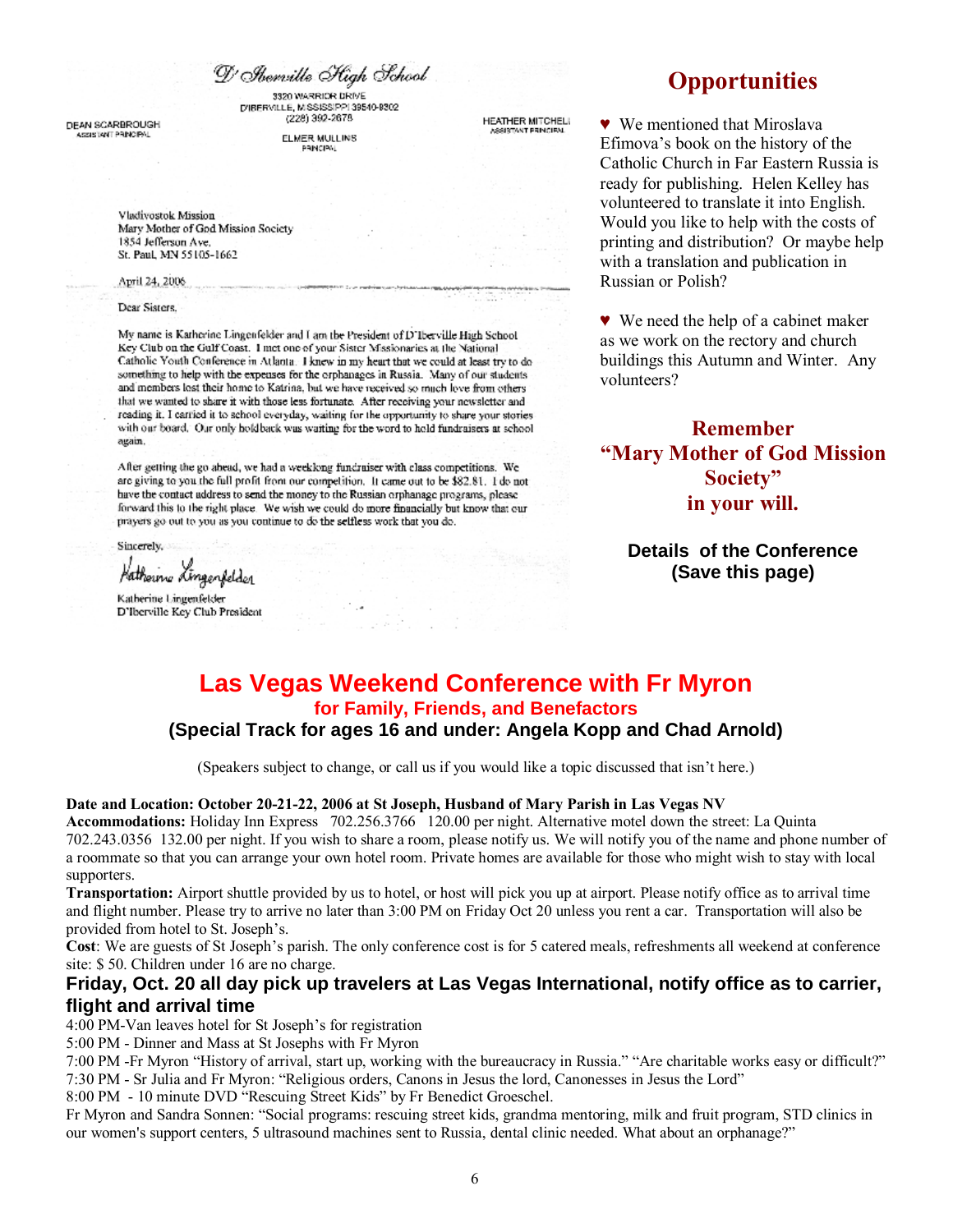D'Iberville High School

3320 WARRIOR DRIVE
D'IBERVILLE, MISSISSIPPI 39540-8302
(228) 392-2678

DEAN SCARBROUGH
ASSISTANT PRINCIPAL

ELMER MULLINS
PRINCIPAL

HEATHER MITCHELL
ASSISTANT PRINCIPAL

Vladivostok Mission
Mary Mother of God Mission Society
1854 Jefferson Ave.
St. Paul, MN 55105-1662

April 24, 2006

Dear Sisters,

My name is Katherine Lingenfelder and I am the President of D'Iberville High School Key Club on the Gulf Coast. I met one of your Sister Missionaries at the National Catholic Youth Conference in Atlanta. I knew in my heart that we could at least try to do something to help with the expenses for the orphanages in Russia. Many of our students and members lost their home to Katrina, but we have received so much love from others that we wanted to share it with those less fortunate. After receiving your newsletter and reading it, I carried it to school everyday, waiting for the opportunity to share your stories with our board. Our only holdback was waiting for the word to hold fundraisers at school again.

After getting the go ahead, we had a weeklong fundraiser with class competitions. We are giving to you the full profit from our competition. It came out to be $82.81. I do not have the contact address to send the money to the Russian orphanage programs, please forward this to the right place. We wish we could do more financially but know that our prayers go out to you as you continue to do the selfless work that you do.

Sincerely,

Katherine Lingenfelder

Katherine Lingenfelder
D'Iberville Key Club President

# Opportunities

♥ We mentioned that Miroslava Efimova's book on the history of the Catholic Church in Far Eastern Russia is ready for publishing. Helen Kelley has volunteered to translate it into English. Would you like to help with the costs of printing and distribution? Or maybe help with a translation and publication in Russian or Polish?

♥ We need the help of a cabinet maker as we work on the rectory and church buildings this Autumn and Winter. Any volunteers?

**Remember "Mary Mother of God Mission Society" in your will.**

**Details of the Conference (Save this page)**

# Las Vegas Weekend Conference with Fr Myron

## for Family, Friends, and Benefactors

### (Special Track for ages 16 and under: Angela Kopp and Chad Arnold)

(Speakers subject to change, or call us if you would like a topic discussed that isn't here.)

**Date and Location: October 20-21-22, 2006 at St Joseph, Husband of Mary Parish in Las Vegas NV**
**Accommodations:** Holiday Inn Express 702.256.3766 120.00 per night. Alternative motel down the street: La Quinta 702.243.0356 132.00 per night. If you wish to share a room, please notify us. We will notify you of the name and phone number of a roommate so that you can arrange your own hotel room. Private homes are available for those who might wish to stay with local supporters.
**Transportation:** Airport shuttle provided by us to hotel, or host will pick you up at airport. Please notify office as to arrival time and flight number. Please try to arrive no later than 3:00 PM on Friday Oct 20 unless you rent a car. Transportation will also be provided from hotel to St. Joseph's.
**Cost**: We are guests of St Joseph's parish. The only conference cost is for 5 catered meals, refreshments all weekend at conference site: $ 50. Children under 16 are no charge.

### Friday, Oct. 20 all day pick up travelers at Las Vegas International, notify office as to carrier, flight and arrival time

4:00 PM-Van leaves hotel for St Joseph's for registration
5:00 PM - Dinner and Mass at St Josephs with Fr Myron
7:00 PM -Fr Myron "History of arrival, start up, working with the bureaucracy in Russia." "Are charitable works easy or difficult?"
7:30 PM - Sr Julia and Fr Myron: "Religious orders, Canons in Jesus the lord, Canonesses in Jesus the Lord"
8:00 PM - 10 minute DVD "Rescuing Street Kids" by Fr Benedict Groeschel.
Fr Myron and Sandra Sonnen: "Social programs: rescuing street kids, grandma mentoring, milk and fruit program, STD clinics in our women's support centers, 5 ultrasound machines sent to Russia, dental clinic needed. What about an orphanage?"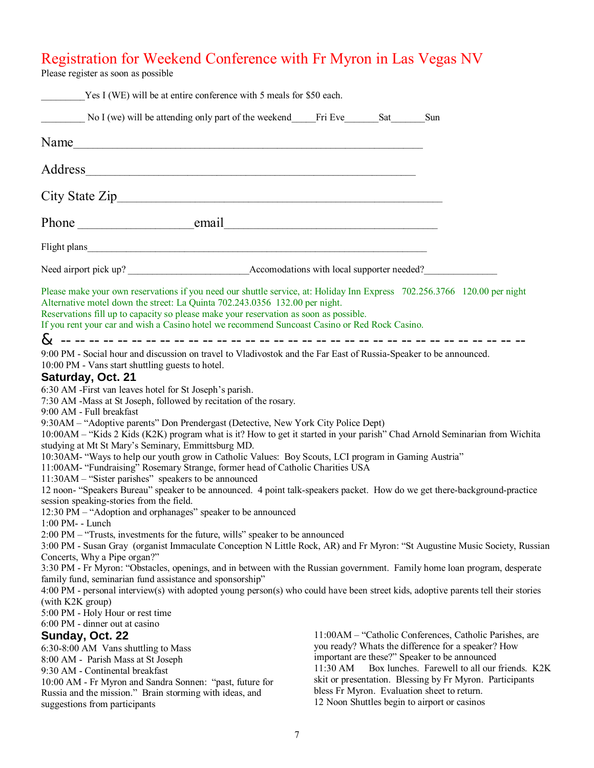# Registration for Weekend Conference with Fr Myron in Las Vegas NV

Please register as soon as possible

_________Yes I (WE) will be at entire conference with 5 meals for $50 each.

_________ No I (we) will be attending only part of the weekend_____Fri Eve_______Sat_______Sun

Name___________________________________________________________

Address_________________________________________________________

City State Zip_____________________________________________________

Phone __________________email___________________________________

Flight plans_________________________________________________________________________

Need airport pick up? ________________________Accomodations with local supporter needed?_______________

Please make your own reservations if you need our shuttle service, at: Holiday Inn Express 702.256.3766 120.00 per night
Alternative motel down the street: La Quinta 702.243.0356 132.00 per night.
Reservations fill up to capacity so please make your reservation as soon as possible.
If you rent your car and wish a Casino hotel we recommend Suncoast Casino or Red Rock Casino.

& -- -- -- -- -- -- -- -- -- -- -- -- -- -- -- -- -- -- -- -- -- -- -- -- -- -- -- -- -- -- -- -- -- -- -- --

9:00 PM - Social hour and discussion on travel to Vladivostok and the Far East of Russia-Speaker to be announced.
10:00 PM - Vans start shuttling guests to hotel.

## Saturday, Oct. 21

6:30 AM -First van leaves hotel for St Joseph's parish.
7:30 AM -Mass at St Joseph, followed by recitation of the rosary.
9:00 AM - Full breakfast
9:30AM – "Adoptive parents" Don Prendergast (Detective, New York City Police Dept)
10:00AM – "Kids 2 Kids (K2K) program what is it? How to get it started in your parish" Chad Arnold Seminarian from Wichita studying at Mt St Mary's Seminary, Emmittsburg MD.
10:30AM- "Ways to help our youth grow in Catholic Values: Boy Scouts, LCI program in Gaming Austria"
11:00AM- "Fundraising" Rosemary Strange, former head of Catholic Charities USA
11:30AM – "Sister parishes" speakers to be announced
12 noon- "Speakers Bureau" speaker to be announced. 4 point talk-speakers packet. How do we get there-background-practice session speaking-stories from the field.
12:30 PM – "Adoption and orphanages" speaker to be announced
1:00 PM- - Lunch
2:00 PM – "Trusts, investments for the future, wills" speaker to be announced
3:00 PM - Susan Gray (organist Immaculate Conception N Little Rock, AR) and Fr Myron: "St Augustine Music Society, Russian Concerts, Why a Pipe organ?"
3:30 PM - Fr Myron: "Obstacles, openings, and in between with the Russian government. Family home loan program, desperate family fund, seminarian fund assistance and sponsorship"
4:00 PM - personal interview(s) with adopted young person(s) who could have been street kids, adoptive parents tell their stories (with K2K group)
5:00 PM - Holy Hour or rest time
6:00 PM - dinner out at casino

## Sunday, Oct. 22

6:30-8:00 AM Vans shuttling to Mass
8:00 AM - Parish Mass at St Joseph
9:30 AM - Continental breakfast
10:00 AM - Fr Myron and Sandra Sonnen: "past, future for Russia and the mission." Brain storming with ideas, and suggestions from participants
11:00AM – "Catholic Conferences, Catholic Parishes, are you ready? Whats the difference for a speaker? How important are these?" Speaker to be announced
11:30 AM Box lunches. Farewell to all our friends. K2K skit or presentation. Blessing by Fr Myron. Participants bless Fr Myron. Evaluation sheet to return.
12 Noon Shuttles begin to airport or casinos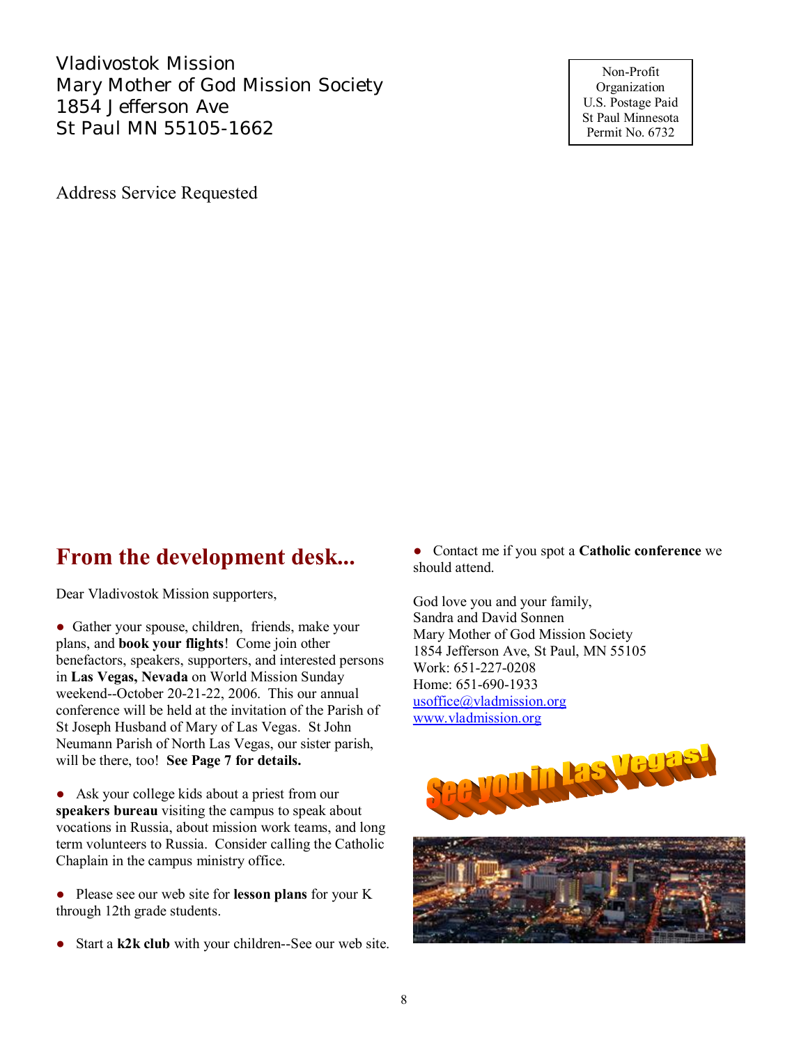Vladivostok Mission
Mary Mother of God Mission Society
1854 Jefferson Ave
St Paul MN 55105-1662

Non-Profit
Organization
U.S. Postage Paid
St Paul Minnesota
Permit No. 6732

Address Service Requested

## From the development desk...

Dear Vladivostok Mission supporters,

- Gather your spouse, children, friends, make your plans, and **book your flights**! Come join other benefactors, speakers, supporters, and interested persons in **Las Vegas, Nevada** on World Mission Sunday weekend--October 20-21-22, 2006. This our annual conference will be held at the invitation of the Parish of St Joseph Husband of Mary of Las Vegas. St John Neumann Parish of North Las Vegas, our sister parish, will be there, too! **See Page 7 for details.**

- Ask your college kids about a priest from our **speakers bureau** visiting the campus to speak about vocations in Russia, about mission work teams, and long term volunteers to Russia. Consider calling the Catholic Chaplain in the campus ministry office.

- Please see our web site for **lesson plans** for your K through 12th grade students.

- Start a **k2k club** with your children--See our web site.

- Contact me if you spot a **Catholic conference** we should attend.

God love you and your family,
Sandra and David Sonnen
Mary Mother of God Mission Society
1854 Jefferson Ave, St Paul, MN 55105
Work: 651-227-0208
Home: 651-690-1933
usoffice@vladmission.org
www.vladmission.org

See you in Las Vegas!